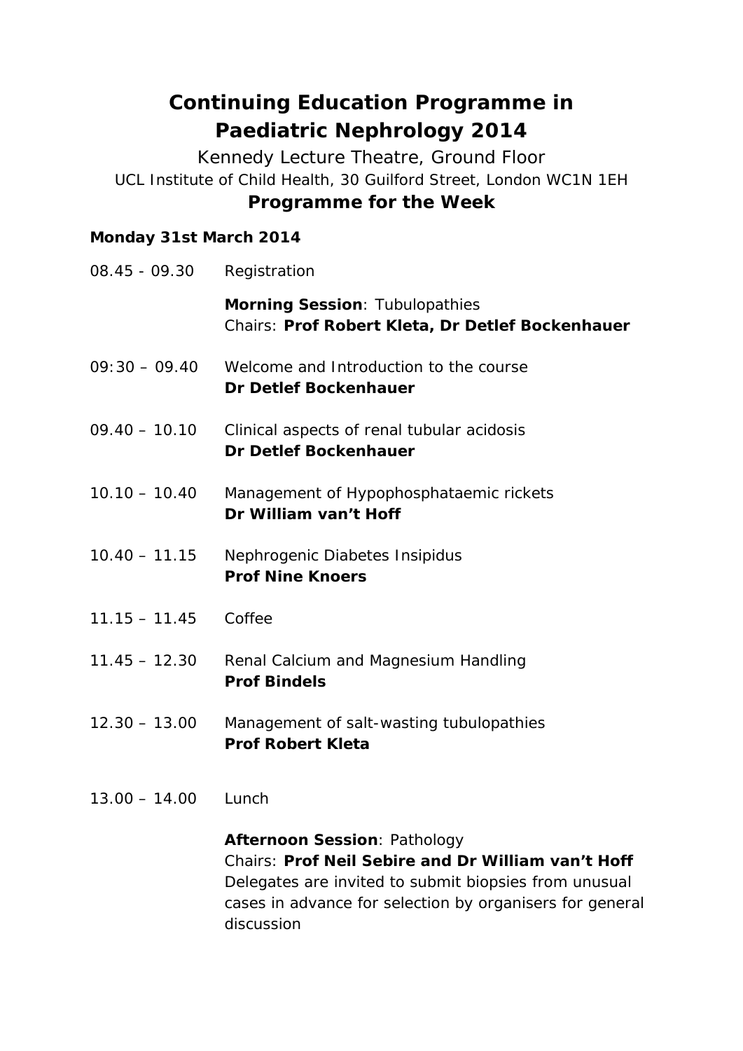# Continuing Education Programme in Paediatric Nephrology 2014

Kennedy Lecture Theatre, Ground Floor

UCL Institute of Child Health, 30 Guilford Street, London WC1N 1EH

## Programme for the Week

**Monday 31st March 2014**

08.45 - 09.30 Registration

**Morning Session**: Tubulopathies
Chairs: **Prof Robert Kleta, Dr Detlef Bockenhauer**

09:30 – 09.40 Welcome and Introduction to the course
**Dr Detlef Bockenhauer**

09.40 – 10.10 Clinical aspects of renal tubular acidosis
**Dr Detlef Bockenhauer**

10.10 – 10.40 Management of Hypophosphataemic rickets
**Dr William van't Hoff**

10.40 – 11.15 Nephrogenic Diabetes Insipidus
**Prof Nine Knoers**

11.15 – 11.45 Coffee

11.45 – 12.30 Renal Calcium and Magnesium Handling
**Prof Bindels**

12.30 – 13.00 Management of salt-wasting tubulopathies
**Prof Robert Kleta**

13.00 – 14.00 Lunch

**Afternoon Session**: Pathology
Chairs: **Prof Neil Sebire and Dr William van't Hoff**
Delegates are invited to submit biopsies from unusual cases in advance for selection by organisers for general discussion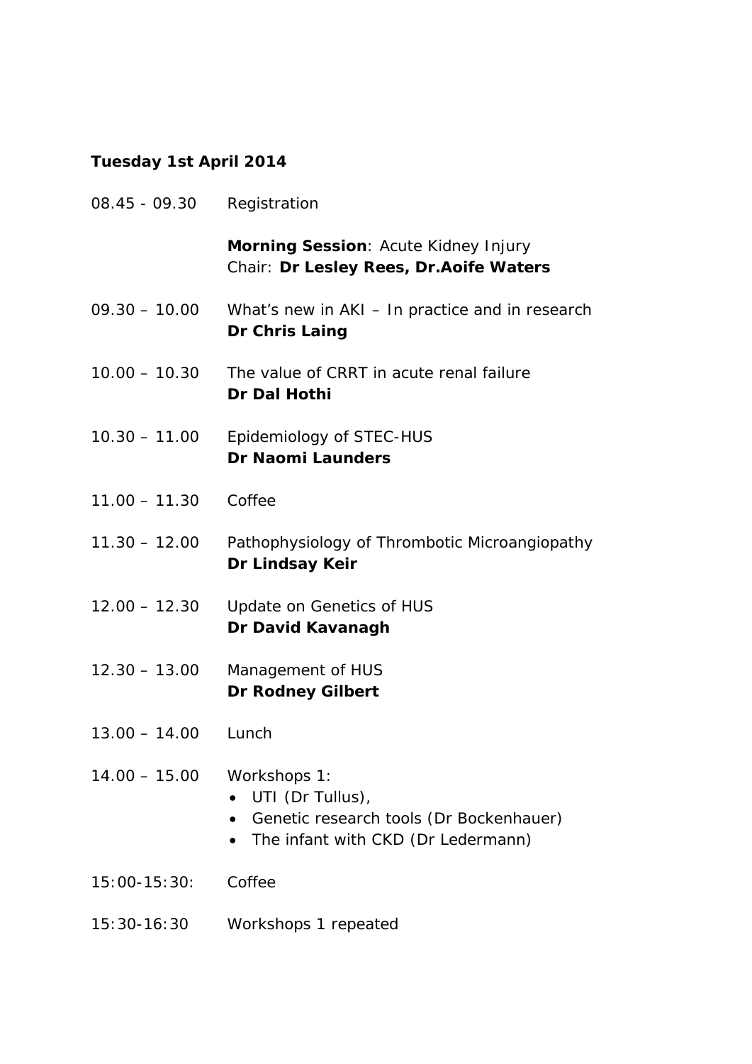**Tuesday 1st April 2014**

08.45 - 09.30 Registration

**Morning Session**: Acute Kidney Injury
Chair: **Dr Lesley Rees, Dr.Aoife Waters**

09.30 – 10.00 What's new in AKI – In practice and in research
**Dr Chris Laing**

10.00 – 10.30 The value of CRRT in acute renal failure
**Dr Dal Hothi**

10.30 – 11.00 Epidemiology of STEC-HUS
**Dr Naomi Launders**

11.00 – 11.30 Coffee

11.30 – 12.00 Pathophysiology of Thrombotic Microangiopathy
**Dr Lindsay Keir**

12.00 – 12.30 Update on Genetics of HUS
**Dr David Kavanagh**

12.30 – 13.00 Management of HUS
**Dr Rodney Gilbert**

13.00 – 14.00 Lunch

14.00 – 15.00 Workshops 1:

- UTI (Dr Tullus),
- Genetic research tools (Dr Bockenhauer)
- The infant with CKD (Dr Ledermann)

15:00-15:30: Coffee

15:30-16:30 Workshops 1 repeated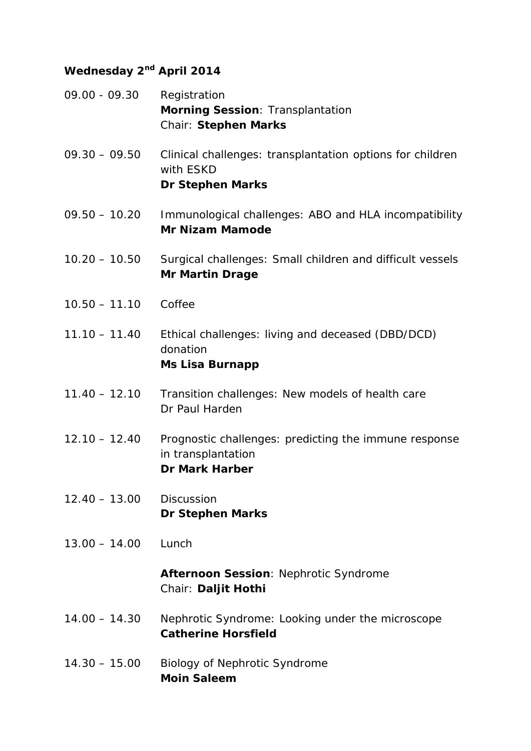**Wednesday 2nd April 2014**

09.00 - 09.30 Registration
**Morning Session**: Transplantation
Chair: **Stephen Marks**

09.30 – 09.50 Clinical challenges: transplantation options for children with ESKD
**Dr Stephen Marks**

09.50 – 10.20 Immunological challenges: ABO and HLA incompatibility
**Mr Nizam Mamode**

10.20 – 10.50 Surgical challenges: Small children and difficult vessels
**Mr Martin Drage**

10.50 – 11.10 Coffee

11.10 – 11.40 Ethical challenges: living and deceased (DBD/DCD) donation
**Ms Lisa Burnapp**

11.40 – 12.10 Transition challenges: New models of health care
Dr Paul Harden

12.10 – 12.40 Prognostic challenges: predicting the immune response in transplantation
**Dr Mark Harber**

12.40 – 13.00 Discussion
**Dr Stephen Marks**

13.00 – 14.00 Lunch

**Afternoon Session**: Nephrotic Syndrome
Chair: **Daljit Hothi**

14.00 – 14.30 Nephrotic Syndrome: Looking under the microscope
**Catherine Horsfield**

14.30 – 15.00 Biology of Nephrotic Syndrome
**Moin Saleem**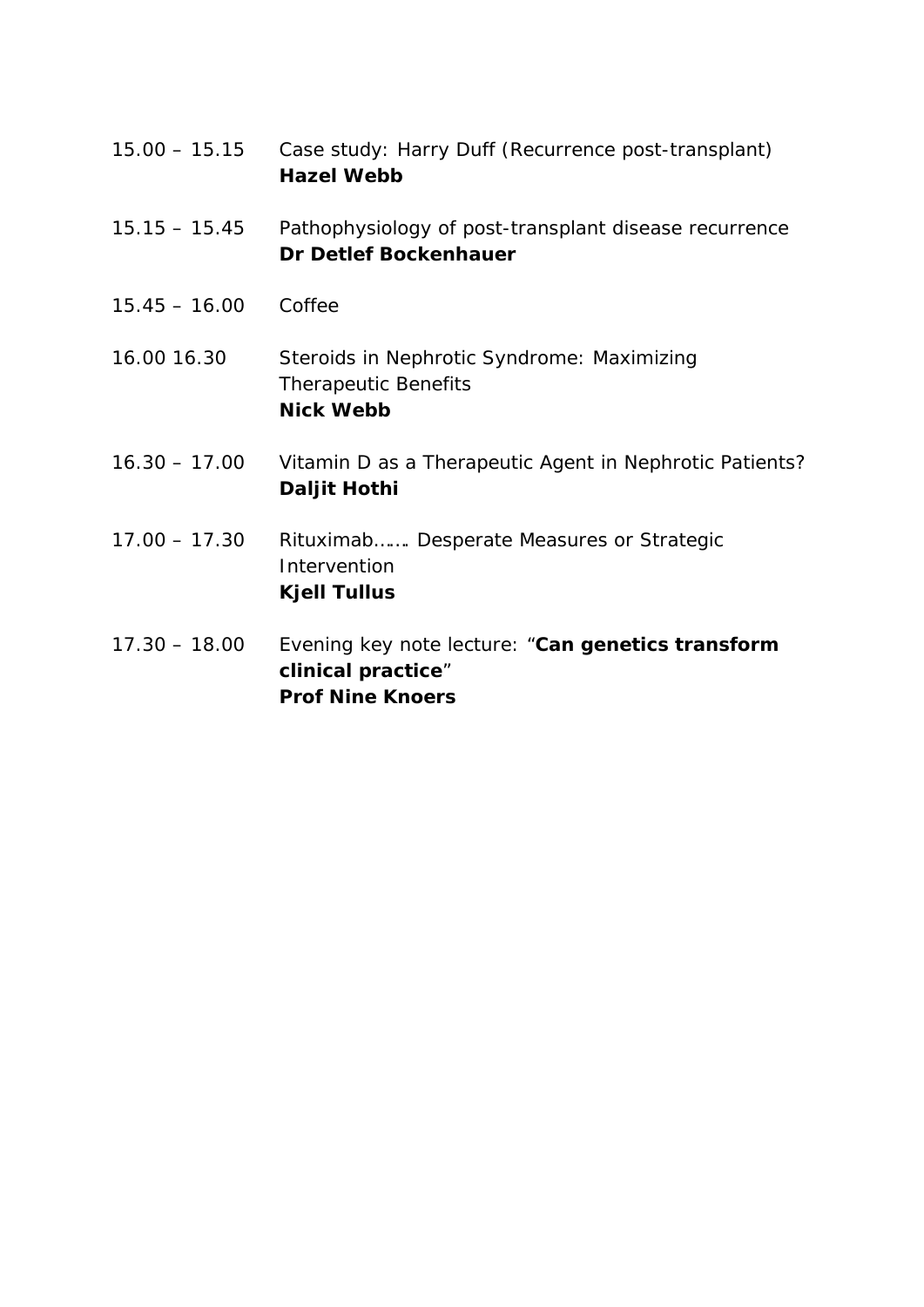15.00 – 15.15 Case study: Harry Duff (Recurrence post-transplant)
**Hazel Webb**

15.15 – 15.45 Pathophysiology of post-transplant disease recurrence
**Dr Detlef Bockenhauer**

15.45 – 16.00 Coffee

16.00 16.30 Steroids in Nephrotic Syndrome: Maximizing Therapeutic Benefits
**Nick Webb**

16.30 – 17.00 Vitamin D as a Therapeutic Agent in Nephrotic Patients?
**Daljit Hothi**

17.00 – 17.30 Rituximab…… Desperate Measures or Strategic Intervention
**Kjell Tullus**

17.30 – 18.00 Evening key note lecture: "**Can genetics transform clinical practice**"
**Prof Nine Knoers**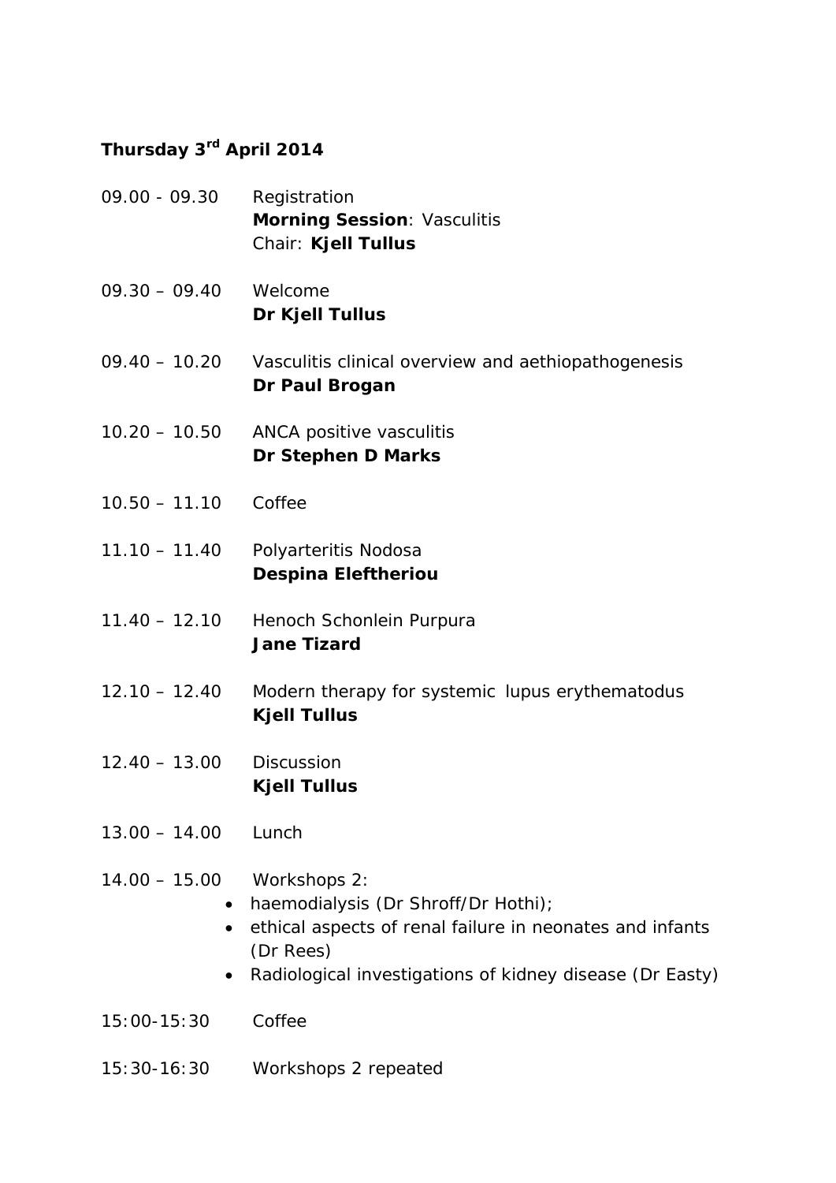**Thursday 3rd April 2014**

09.00 - 09.30 Registration
**Morning Session**: Vasculitis
Chair: **Kjell Tullus**

09.30 – 09.40 Welcome
**Dr Kjell Tullus**

09.40 – 10.20 Vasculitis clinical overview and aethiopathogenesis
**Dr Paul Brogan**

10.20 – 10.50 ANCA positive vasculitis
**Dr Stephen D Marks**

10.50 – 11.10 Coffee

11.10 – 11.40 Polyarteritis Nodosa
**Despina Eleftheriou**

11.40 – 12.10 Henoch Schonlein Purpura
**Jane Tizard**

12.10 – 12.40 Modern therapy for systemic lupus erythematodus
**Kjell Tullus**

12.40 – 13.00 Discussion
**Kjell Tullus**

13.00 – 14.00 Lunch

14.00 – 15.00 Workshops 2:

- haemodialysis (Dr Shroff/Dr Hothi);
- ethical aspects of renal failure in neonates and infants (Dr Rees)
- Radiological investigations of kidney disease (Dr Easty)

15:00-15:30 Coffee

15:30-16:30 Workshops 2 repeated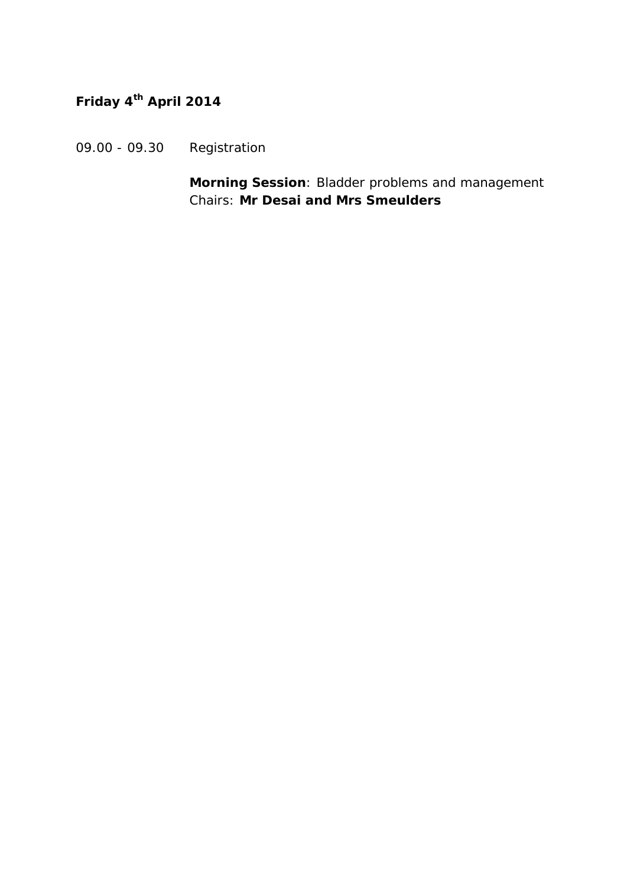**Friday 4th April 2014**

09.00 - 09.30 Registration

**Morning Session**: Bladder problems and management
Chairs: **Mr Desai and Mrs Smeulders**